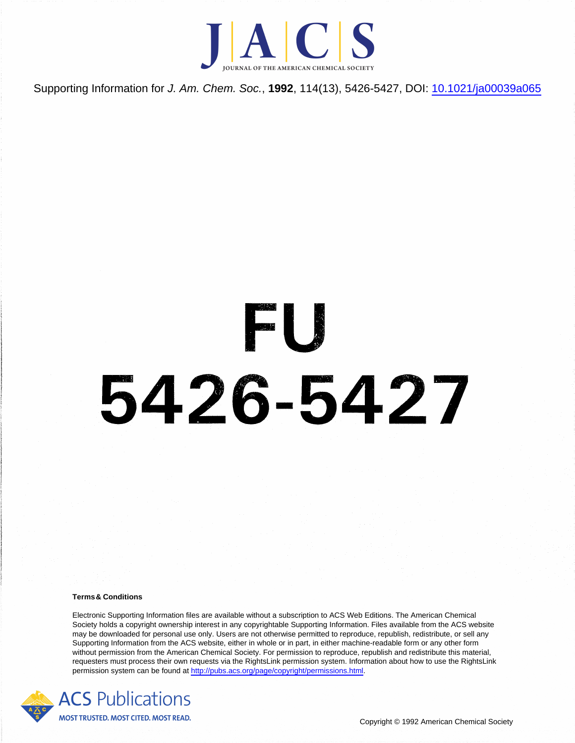Supporting Information for *J. Am. Chem. Soc.*, **1992**, 114(13), 5426-5427, DOI: [10.1021/ja00039a065](https://doi.org/10.1021/ja00039a065)

# FU
# 5426-5427

**Terms & Conditions**

Electronic Supporting Information files are available without a subscription to ACS Web Editions. The American Chemical Society holds a copyright ownership interest in any copyrightable Supporting Information. Files available from the ACS website may be downloaded for personal use only. Users are not otherwise permitted to reproduce, republish, redistribute, or sell any Supporting Information from the ACS website, either in whole or in part, in either machine-readable form or any other form without permission from the American Chemical Society. For permission to reproduce, republish and redistribute this material, requesters must process their own requests via the RightsLink permission system. Information about how to use the RightsLink permission system can be found at [http://pubs.acs.org/page/copyright/permissions.html](http://pubs.acs.org/page/copyright/permissions.html).

ACS Publications

MOST TRUSTED. MOST CITED. MOST READ.

Copyright © 1992 American Chemical Society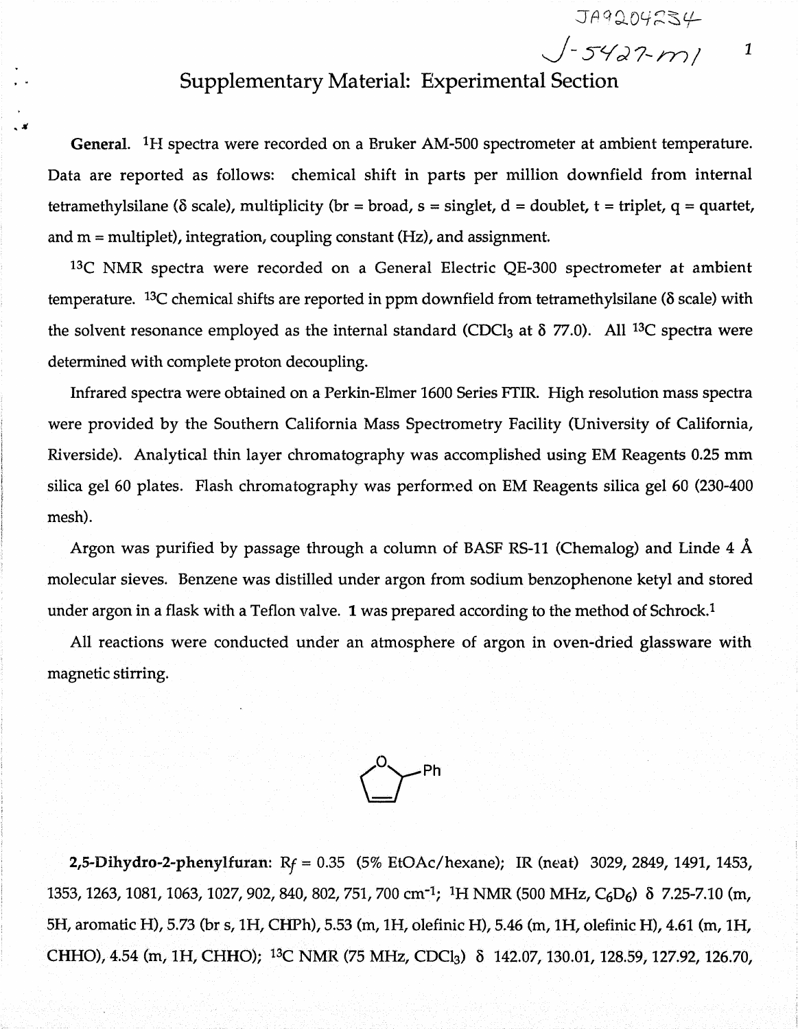# Supplementary Material: Experimental Section

**General.** $^{1}H$ spectra were recorded on a Bruker AM-500 spectrometer at ambient temperature. Data are reported as follows: chemical shift in parts per million downfield from internal tetramethylsilane (δ scale), multiplicity (br = broad, s = singlet, d = doublet, t = triplet, q = quartet, and m = multiplet), integration, coupling constant (Hz), and assignment.

$^{13}C$ NMR spectra were recorded on a General Electric QE-300 spectrometer at ambient temperature. $^{13}C$ chemical shifts are reported in ppm downfield from tetramethylsilane (δ scale) with the solvent resonance employed as the internal standard ($CDCl_3$ at δ 77.0). All $^{13}C$ spectra were determined with complete proton decoupling.

Infrared spectra were obtained on a Perkin-Elmer 1600 Series FTIR. High resolution mass spectra were provided by the Southern California Mass Spectrometry Facility (University of California, Riverside). Analytical thin layer chromatography was accomplished using EM Reagents 0.25 mm silica gel 60 plates. Flash chromatography was performed on EM Reagents silica gel 60 (230-400 mesh).

Argon was purified by passage through a column of BASF RS-11 (Chemalog) and Linde 4 Å molecular sieves. Benzene was distilled under argon from sodium benzophenone ketyl and stored under argon in a flask with a Teflon valve. **1** was prepared according to the method of Schrock.[1]

All reactions were conducted under an atmosphere of argon in oven-dried glassware with magnetic stirring.

**2,5-Dihydro-2-phenylfuran:** $R_f$ = 0.35 (5% EtOAc/hexane); IR (neat) 3029, 2849, 1491, 1453, 1353, 1263, 1081, 1063, 1027, 902, 840, 802, 751, 700 cm$^{-1}$; $^{1}H$ NMR (500 MHz, $C_6D_6$) δ 7.25-7.10 (m, 5H, aromatic H), 5.73 (br s, 1H, CHPh), 5.53 (m, 1H, olefinic H), 5.46 (m, 1H, olefinic H), 4.61 (m, 1H, CHHO), 4.54 (m, 1H, CHHO); $^{13}C$ NMR (75 MHz, $CDCl_3$) δ 142.07, 130.01, 128.59, 127.92, 126.70,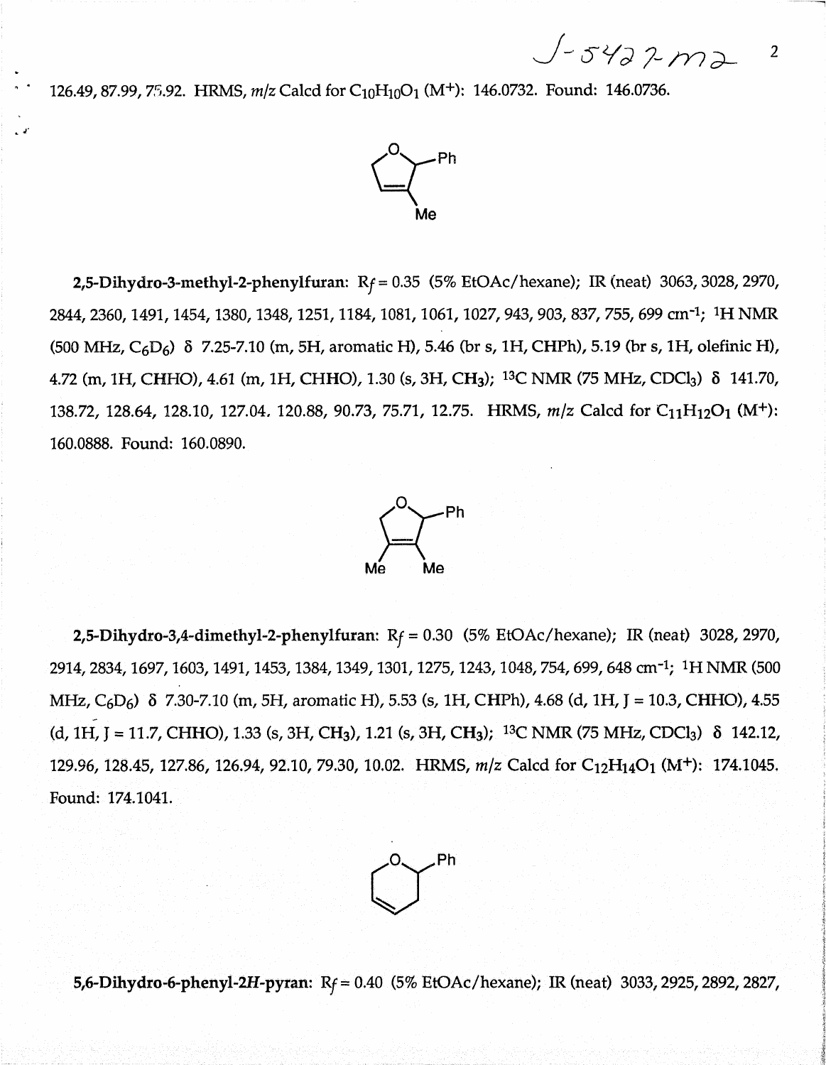126.49, 87.99, 75.92. HRMS, *m/z* Calcd for $C_{10}H_{10}O_1$ ($M^+$): 146.0732. Found: 146.0736.

**2,5-Dihydro-3-methyl-2-phenylfuran:** $R_f$ = 0.35 (5% EtOAc/hexane); IR (neat) 3063, 3028, 2970, 2844, 2360, 1491, 1454, 1380, 1348, 1251, 1184, 1081, 1061, 1027, 943, 903, 837, 755, 699 $cm^{-1}$; $^1H$ NMR (500 MHz, $C_6D_6$) δ 7.25-7.10 (m, 5H, aromatic H), 5.46 (br s, 1H, CHPh), 5.19 (br s, 1H, olefinic H), 4.72 (m, 1H, CHHO), 4.61 (m, 1H, CHHO), 1.30 (s, 3H, $CH_3$); $^{13}C$ NMR (75 MHz, $CDCl_3$) δ 141.70, 138.72, 128.64, 128.10, 127.04, 120.88, 90.73, 75.71, 12.75. HRMS, *m/z* Calcd for $C_{11}H_{12}O_1$ ($M^+$): 160.0888. Found: 160.0890.

**2,5-Dihydro-3,4-dimethyl-2-phenylfuran:** $R_f$ = 0.30 (5% EtOAc/hexane); IR (neat) 3028, 2970, 2914, 2834, 1697, 1603, 1491, 1453, 1384, 1349, 1301, 1275, 1243, 1048, 754, 699, 648 $cm^{-1}$; $^1H$ NMR (500 MHz, $C_6D_6$) δ 7.30-7.10 (m, 5H, aromatic H), 5.53 (s, 1H, CHPh), 4.68 (d, 1H, J = 10.3, CHHO), 4.55 (d, 1H, J = 11.7, CHHO), 1.33 (s, 3H, $CH_3$), 1.21 (s, 3H, $CH_3$); $^{13}C$ NMR (75 MHz, $CDCl_3$) δ 142.12, 129.96, 128.45, 127.86, 126.94, 92.10, 79.30, 10.02. HRMS, *m/z* Calcd for $C_{12}H_{14}O_1$ ($M^+$): 174.1045. Found: 174.1041.

**5,6-Dihydro-6-phenyl-2*H*-pyran:** $R_f$ = 0.40 (5% EtOAc/hexane); IR (neat) 3033, 2925, 2892, 2827,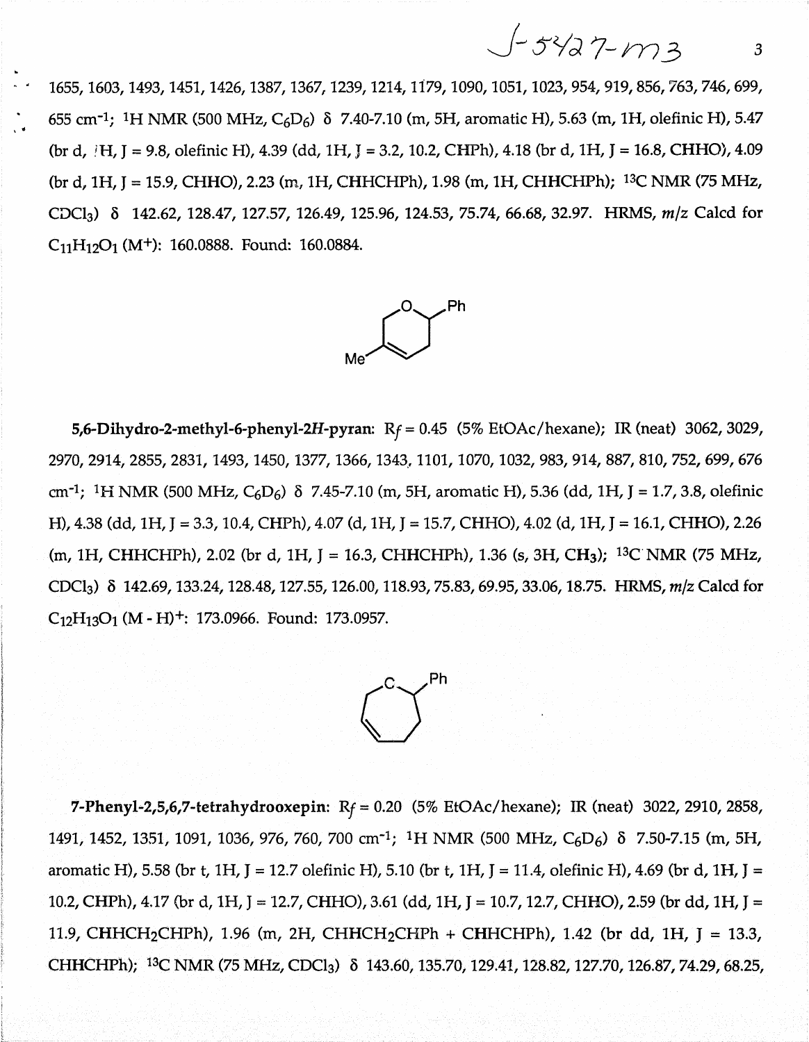1655, 1603, 1493, 1451, 1426, 1387, 1367, 1239, 1214, 1179, 1090, 1051, 1023, 954, 919, 856, 763, 746, 699, 655 cm$^{-1}$; $^{1}$H NMR (500 MHz, $C_6D_6$) δ 7.40-7.10 (m, 5H, aromatic H), 5.63 (m, 1H, olefinic H), 5.47 (br d, 1H, J = 9.8, olefinic H), 4.39 (dd, 1H, J = 3.2, 10.2, CHPh), 4.18 (br d, 1H, J = 16.8, CHHO), 4.09 (br d, 1H, J = 15.9, CHHO), 2.23 (m, 1H, CHHCHPh), 1.98 (m, 1H, CHHCHPh); $^{13}$C NMR (75 MHz, $CDCl_3$) δ 142.62, 128.47, 127.57, 126.49, 125.96, 124.53, 75.74, 66.68, 32.97. HRMS, *m/z* Calcd for $C_{11}H_{12}O_1$ ($M^+$): 160.0888. Found: 160.0884.

**5,6-Dihydro-2-methyl-6-phenyl-2*H*-pyran:** $R_f$ = 0.45 (5% EtOAc/hexane); IR (neat) 3062, 3029, 2970, 2914, 2855, 2831, 1493, 1450, 1377, 1366, 1343, 1101, 1070, 1032, 983, 914, 887, 810, 752, 699, 676 cm$^{-1}$; $^{1}$H NMR (500 MHz, $C_6D_6$) δ 7.45-7.10 (m, 5H, aromatic H), 5.36 (dd, 1H, J = 1.7, 3.8, olefinic H), 4.38 (dd, 1H, J = 3.3, 10.4, CHPh), 4.07 (d, 1H, J = 15.7, CHHO), 4.02 (d, 1H, J = 16.1, CHHO), 2.26 (m, 1H, CHHCHPh), 2.02 (br d, 1H, J = 16.3, CHHCHPh), 1.36 (s, 3H, $CH_3$); $^{13}$C NMR (75 MHz, $CDCl_3$) δ 142.69, 133.24, 128.48, 127.55, 126.00, 118.93, 75.83, 69.95, 33.06, 18.75. HRMS, *m/z* Calcd for $C_{12}H_{13}O_1$ $(M - H)^+$: 173.0966. Found: 173.0957.

**7-Phenyl-2,5,6,7-tetrahydrooxepin:** $R_f$ = 0.20 (5% EtOAc/hexane); IR (neat) 3022, 2910, 2858, 1491, 1452, 1351, 1091, 1036, 976, 760, 700 cm$^{-1}$; $^{1}$H NMR (500 MHz, $C_6D_6$) δ 7.50-7.15 (m, 5H, aromatic H), 5.58 (br t, 1H, J = 12.7 olefinic H), 5.10 (br t, 1H, J = 11.4, olefinic H), 4.69 (br d, 1H, J = 10.2, CHPh), 4.17 (br d, 1H, J = 12.7, CHHO), 3.61 (dd, 1H, J = 10.7, 12.7, CHHO), 2.59 (br dd, 1H, J = 11.9, $CHHCH_2CHPh$), 1.96 (m, 2H, $CHHCH_2CHPh$ + CHHCHPh), 1.42 (br dd, 1H, J = 13.3, CHHCHPh); $^{13}$C NMR (75 MHz, $CDCl_3$) δ 143.60, 135.70, 129.41, 128.82, 127.70, 126.87, 74.29, 68.25,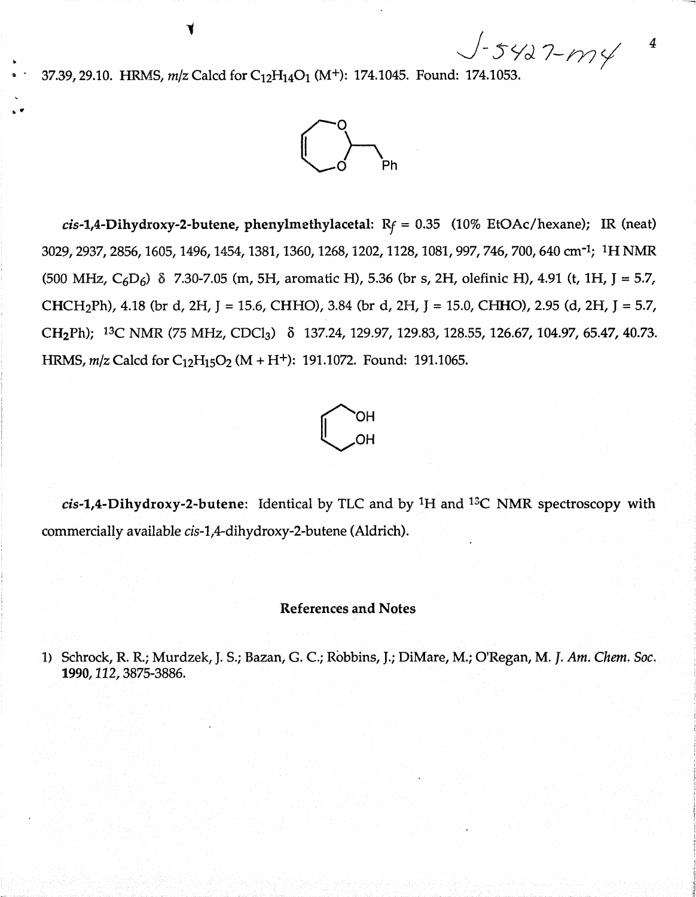37.39, 29.10. HRMS, *m/z* Calcd for $C_{12}H_{14}O_1$ ($M^+$): 174.1045. Found: 174.1053.

*cis*-**1,4-Dihydroxy-2-butene, phenylmethylacetal:** $R_f$ = 0.35 (10% EtOAc/hexane); IR (neat) 3029, 2937, 2856, 1605, 1496, 1454, 1381, 1360, 1268, 1202, 1128, 1081, 997, 746, 700, 640 $cm^{-1}$; $^1$H NMR (500 MHz, $C_6D_6$) δ 7.30-7.05 (m, 5H, aromatic H), 5.36 (br s, 2H, olefinic H), 4.91 (t, 1H, J = 5.7, $CHCH_2Ph$), 4.18 (br d, 2H, J = 15.6, CHHO), 3.84 (br d, 2H, J = 15.0, CHHO), 2.95 (d, 2H, J = 5.7, $CH_2Ph$); $^{13}$C NMR (75 MHz, $CDCl_3$) δ 137.24, 129.97, 129.83, 128.55, 126.67, 104.97, 65.47, 40.73. HRMS, *m/z* Calcd for $C_{12}H_{15}O_2$ ($M + H^+$): 191.1072. Found: 191.1065.

*cis*-**1,4-Dihydroxy-2-butene**: Identical by TLC and by $^1$H and $^{13}$C NMR spectroscopy with commercially available *cis*-1,4-dihydroxy-2-butene (Aldrich).

## References and Notes

1) Schrock, R. R.; Murdzek, J. S.; Bazan, G. C.; Robbins, J.; DiMare, M.; O'Regan, M. *J. Am. Chem. Soc.* **1990**, *112*, 3875-3886.